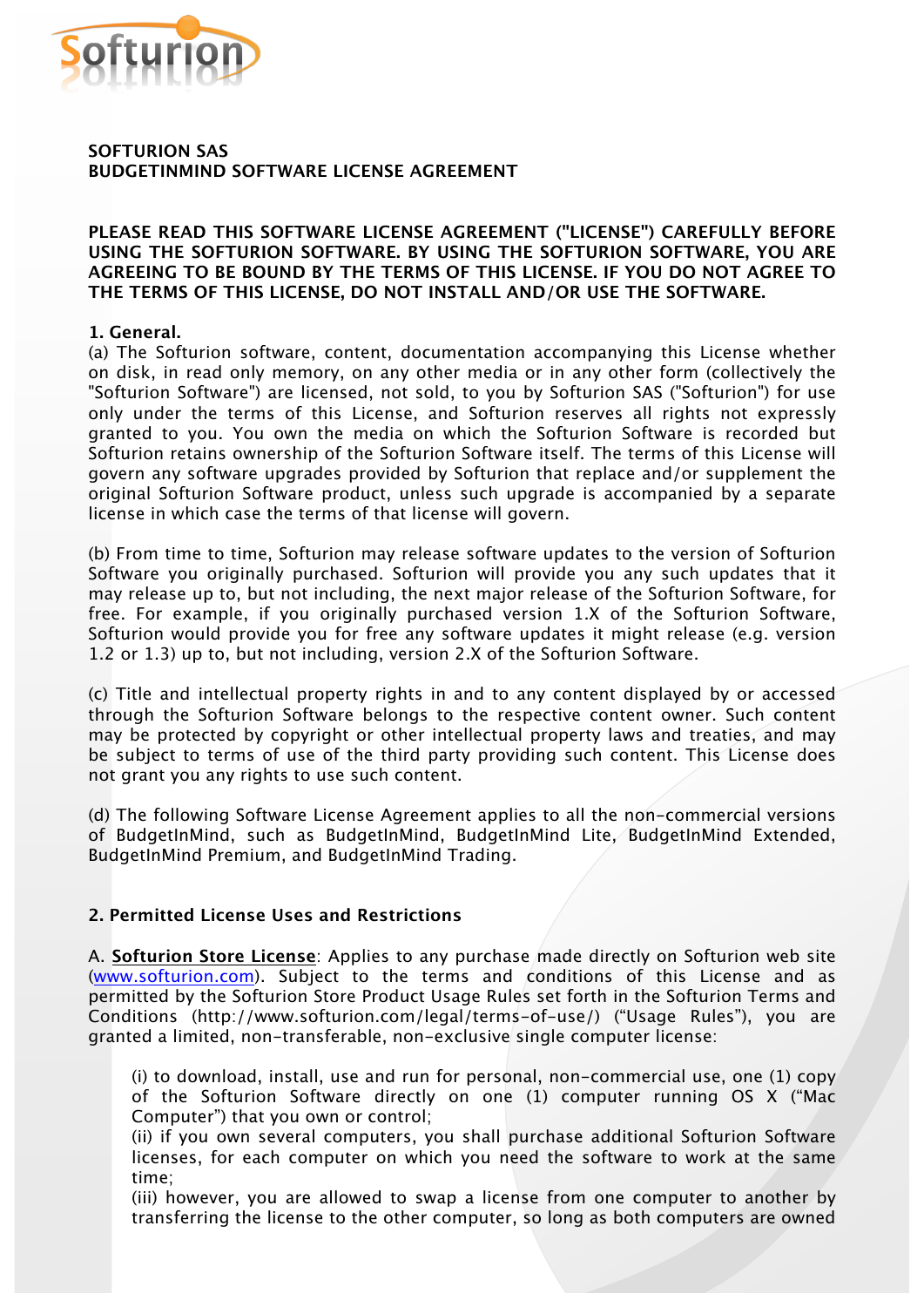**SOFTURION SAS**
**BUDGETINMIND SOFTWARE LICENSE AGREEMENT**

**PLEASE READ THIS SOFTWARE LICENSE AGREEMENT ("LICENSE") CAREFULLY BEFORE USING THE SOFTURION SOFTWARE. BY USING THE SOFTURION SOFTWARE, YOU ARE AGREEING TO BE BOUND BY THE TERMS OF THIS LICENSE. IF YOU DO NOT AGREE TO THE TERMS OF THIS LICENSE, DO NOT INSTALL AND/OR USE THE SOFTWARE.**

## 1. General.

(a) The Softurion software, content, documentation accompanying this License whether on disk, in read only memory, on any other media or in any other form (collectively the "Softurion Software") are licensed, not sold, to you by Softurion SAS ("Softurion") for use only under the terms of this License, and Softurion reserves all rights not expressly granted to you. You own the media on which the Softurion Software is recorded but Softurion retains ownership of the Softurion Software itself. The terms of this License will govern any software upgrades provided by Softurion that replace and/or supplement the original Softurion Software product, unless such upgrade is accompanied by a separate license in which case the terms of that license will govern.

(b) From time to time, Softurion may release software updates to the version of Softurion Software you originally purchased. Softurion will provide you any such updates that it may release up to, but not including, the next major release of the Softurion Software, for free. For example, if you originally purchased version 1.X of the Softurion Software, Softurion would provide you for free any software updates it might release (e.g. version 1.2 or 1.3) up to, but not including, version 2.X of the Softurion Software.

(c) Title and intellectual property rights in and to any content displayed by or accessed through the Softurion Software belongs to the respective content owner. Such content may be protected by copyright or other intellectual property laws and treaties, and may be subject to terms of use of the third party providing such content. This License does not grant you any rights to use such content.

(d) The following Software License Agreement applies to all the non-commercial versions of BudgetInMind, such as BudgetInMind, BudgetInMind Lite, BudgetInMind Extended, BudgetInMind Premium, and BudgetInMind Trading.

## 2. Permitted License Uses and Restrictions

A. **Softurion Store License**: Applies to any purchase made directly on Softurion web site (www.softurion.com). Subject to the terms and conditions of this License and as permitted by the Softurion Store Product Usage Rules set forth in the Softurion Terms and Conditions (http://www.softurion.com/legal/terms-of-use/) ("Usage Rules"), you are granted a limited, non-transferable, non-exclusive single computer license:

(i) to download, install, use and run for personal, non-commercial use, one (1) copy of the Softurion Software directly on one (1) computer running OS X ("Mac Computer") that you own or control;
(ii) if you own several computers, you shall purchase additional Softurion Software licenses, for each computer on which you need the software to work at the same time;
(iii) however, you are allowed to swap a license from one computer to another by transferring the license to the other computer, so long as both computers are owned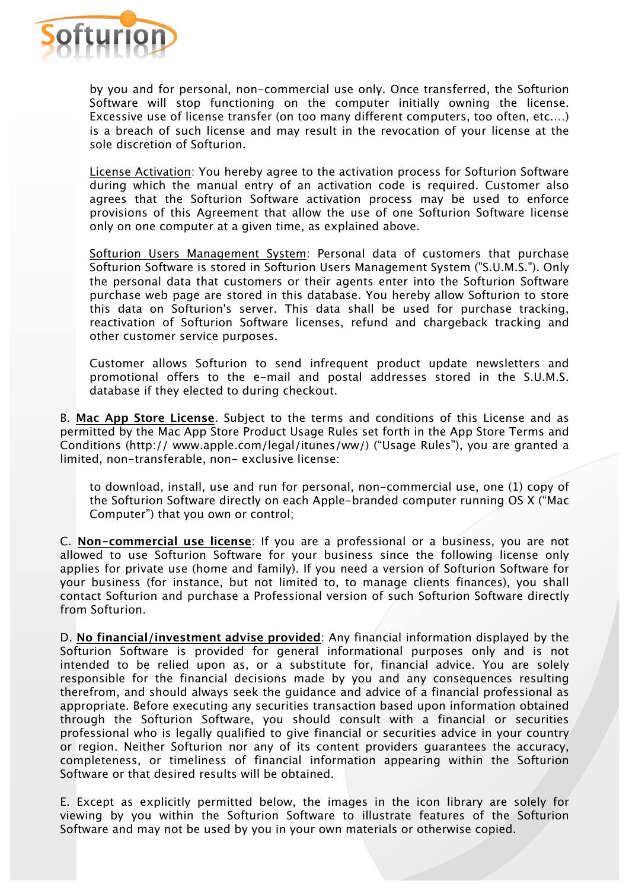by you and for personal, non-commercial use only. Once transferred, the Softurion Software will stop functioning on the computer initially owning the license. Excessive use of license transfer (on too many different computers, too often, etc....) is a breach of such license and may result in the revocation of your license at the sole discretion of Softurion.

License Activation: You hereby agree to the activation process for Softurion Software during which the manual entry of an activation code is required. Customer also agrees that the Softurion Software activation process may be used to enforce provisions of this Agreement that allow the use of one Softurion Software license only on one computer at a given time, as explained above.

Softurion Users Management System: Personal data of customers that purchase Softurion Software is stored in Softurion Users Management System ("S.U.M.S."). Only the personal data that customers or their agents enter into the Softurion Software purchase web page are stored in this database. You hereby allow Softurion to store this data on Softurion's server. This data shall be used for purchase tracking, reactivation of Softurion Software licenses, refund and chargeback tracking and other customer service purposes.

Customer allows Softurion to send infrequent product update newsletters and promotional offers to the e-mail and postal addresses stored in the S.U.M.S. database if they elected to during checkout.

B. **Mac App Store License**. Subject to the terms and conditions of this License and as permitted by the Mac App Store Product Usage Rules set forth in the App Store Terms and Conditions (http:// www.apple.com/legal/itunes/ww/) ("Usage Rules"), you are granted a limited, non-transferable, non- exclusive license:

to download, install, use and run for personal, non-commercial use, one (1) copy of the Softurion Software directly on each Apple-branded computer running OS X ("Mac Computer") that you own or control;

C. **Non-commercial use license**: If you are a professional or a business, you are not allowed to use Softurion Software for your business since the following license only applies for private use (home and family). If you need a version of Softurion Software for your business (for instance, but not limited to, to manage clients finances), you shall contact Softurion and purchase a Professional version of such Softurion Software directly from Softurion.

D. **No financial/investment advise provided**: Any financial information displayed by the Softurion Software is provided for general informational purposes only and is not intended to be relied upon as, or a substitute for, financial advice. You are solely responsible for the financial decisions made by you and any consequences resulting therefrom, and should always seek the guidance and advice of a financial professional as appropriate. Before executing any securities transaction based upon information obtained through the Softurion Software, you should consult with a financial or securities professional who is legally qualified to give financial or securities advice in your country or region. Neither Softurion nor any of its content providers guarantees the accuracy, completeness, or timeliness of financial information appearing within the Softurion Software or that desired results will be obtained.

E. Except as explicitly permitted below, the images in the icon library are solely for viewing by you within the Softurion Software to illustrate features of the Softurion Software and may not be used by you in your own materials or otherwise copied.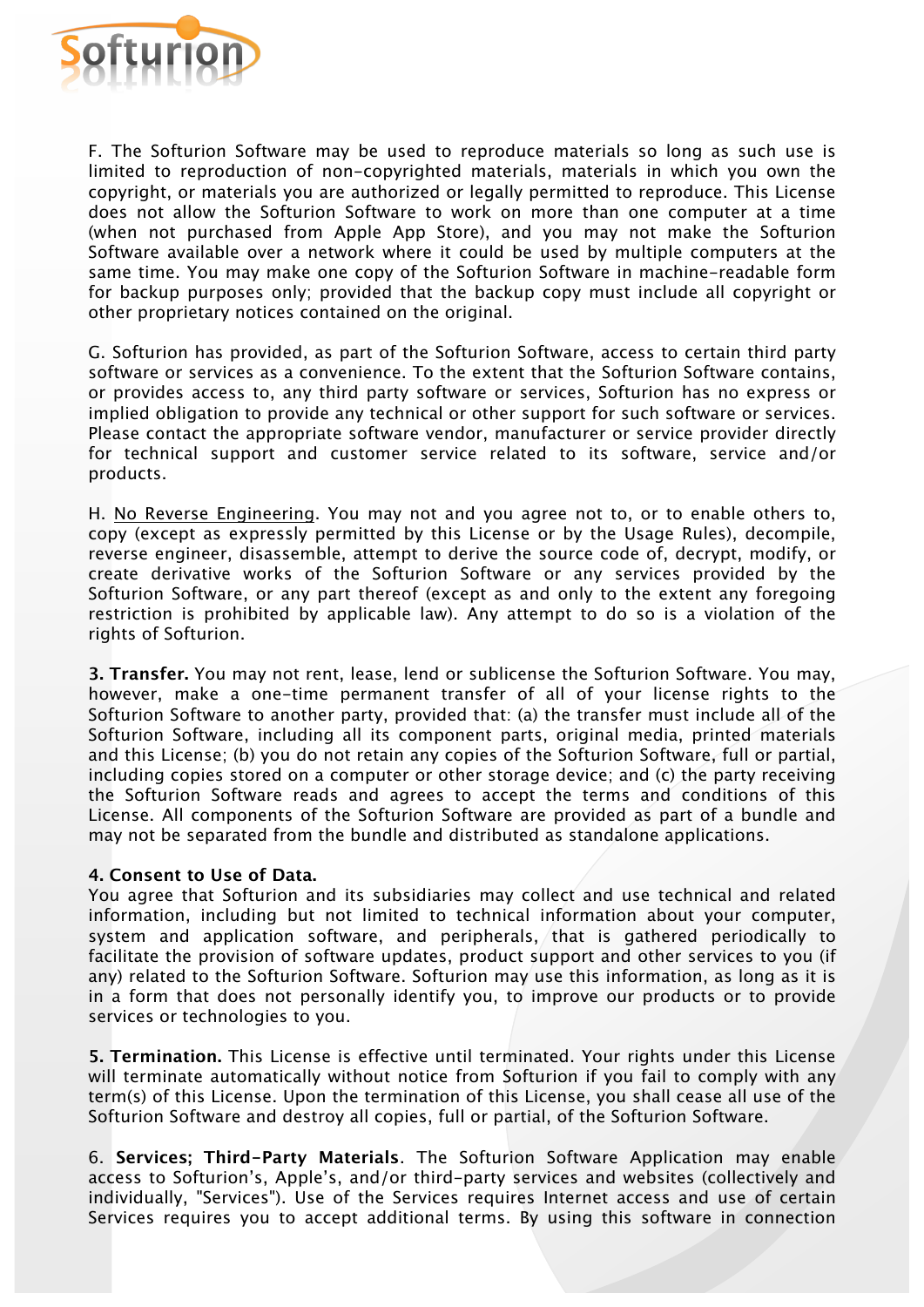F. The Softurion Software may be used to reproduce materials so long as such use is limited to reproduction of non-copyrighted materials, materials in which you own the copyright, or materials you are authorized or legally permitted to reproduce. This License does not allow the Softurion Software to work on more than one computer at a time (when not purchased from Apple App Store), and you may not make the Softurion Software available over a network where it could be used by multiple computers at the same time. You may make one copy of the Softurion Software in machine-readable form for backup purposes only; provided that the backup copy must include all copyright or other proprietary notices contained on the original.

G. Softurion has provided, as part of the Softurion Software, access to certain third party software or services as a convenience. To the extent that the Softurion Software contains, or provides access to, any third party software or services, Softurion has no express or implied obligation to provide any technical or other support for such software or services. Please contact the appropriate software vendor, manufacturer or service provider directly for technical support and customer service related to its software, service and/or products.

H. No Reverse Engineering. You may not and you agree not to, or to enable others to, copy (except as expressly permitted by this License or by the Usage Rules), decompile, reverse engineer, disassemble, attempt to derive the source code of, decrypt, modify, or create derivative works of the Softurion Software or any services provided by the Softurion Software, or any part thereof (except as and only to the extent any foregoing restriction is prohibited by applicable law). Any attempt to do so is a violation of the rights of Softurion.

**3. Transfer.** You may not rent, lease, lend or sublicense the Softurion Software. You may, however, make a one-time permanent transfer of all of your license rights to the Softurion Software to another party, provided that: (a) the transfer must include all of the Softurion Software, including all its component parts, original media, printed materials and this License; (b) you do not retain any copies of the Softurion Software, full or partial, including copies stored on a computer or other storage device; and (c) the party receiving the Softurion Software reads and agrees to accept the terms and conditions of this License. All components of the Softurion Software are provided as part of a bundle and may not be separated from the bundle and distributed as standalone applications.

**4. Consent to Use of Data.**
You agree that Softurion and its subsidiaries may collect and use technical and related information, including but not limited to technical information about your computer, system and application software, and peripherals, that is gathered periodically to facilitate the provision of software updates, product support and other services to you (if any) related to the Softurion Software. Softurion may use this information, as long as it is in a form that does not personally identify you, to improve our products or to provide services or technologies to you.

**5. Termination.** This License is effective until terminated. Your rights under this License will terminate automatically without notice from Softurion if you fail to comply with any term(s) of this License. Upon the termination of this License, you shall cease all use of the Softurion Software and destroy all copies, full or partial, of the Softurion Software.

6. **Services; Third-Party Materials**. The Softurion Software Application may enable access to Softurion's, Apple's, and/or third-party services and websites (collectively and individually, "Services"). Use of the Services requires Internet access and use of certain Services requires you to accept additional terms. By using this software in connection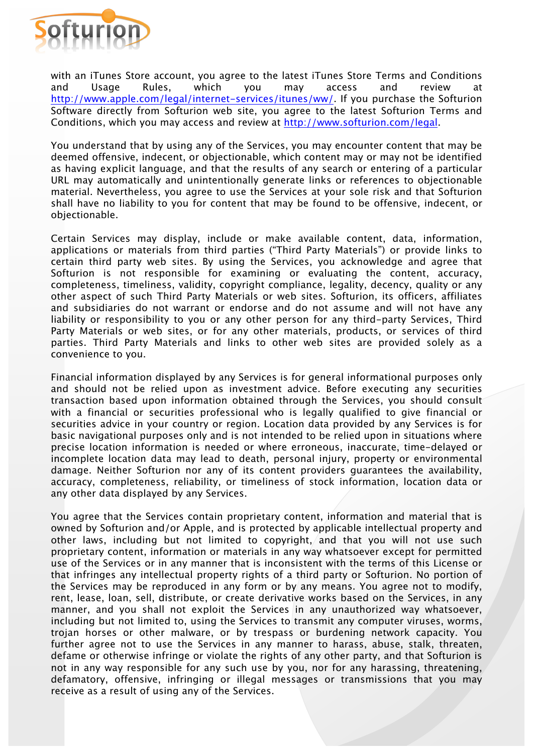with an iTunes Store account, you agree to the latest iTunes Store Terms and Conditions and Usage Rules, which you may access and review at http://www.apple.com/legal/internet-services/itunes/ww/. If you purchase the Softurion Software directly from Softurion web site, you agree to the latest Softurion Terms and Conditions, which you may access and review at http://www.softurion.com/legal.

You understand that by using any of the Services, you may encounter content that may be deemed offensive, indecent, or objectionable, which content may or may not be identified as having explicit language, and that the results of any search or entering of a particular URL may automatically and unintentionally generate links or references to objectionable material. Nevertheless, you agree to use the Services at your sole risk and that Softurion shall have no liability to you for content that may be found to be offensive, indecent, or objectionable.

Certain Services may display, include or make available content, data, information, applications or materials from third parties ("Third Party Materials") or provide links to certain third party web sites. By using the Services, you acknowledge and agree that Softurion is not responsible for examining or evaluating the content, accuracy, completeness, timeliness, validity, copyright compliance, legality, decency, quality or any other aspect of such Third Party Materials or web sites. Softurion, its officers, affiliates and subsidiaries do not warrant or endorse and do not assume and will not have any liability or responsibility to you or any other person for any third-party Services, Third Party Materials or web sites, or for any other materials, products, or services of third parties. Third Party Materials and links to other web sites are provided solely as a convenience to you.

Financial information displayed by any Services is for general informational purposes only and should not be relied upon as investment advice. Before executing any securities transaction based upon information obtained through the Services, you should consult with a financial or securities professional who is legally qualified to give financial or securities advice in your country or region. Location data provided by any Services is for basic navigational purposes only and is not intended to be relied upon in situations where precise location information is needed or where erroneous, inaccurate, time-delayed or incomplete location data may lead to death, personal injury, property or environmental damage. Neither Softurion nor any of its content providers guarantees the availability, accuracy, completeness, reliability, or timeliness of stock information, location data or any other data displayed by any Services.

You agree that the Services contain proprietary content, information and material that is owned by Softurion and/or Apple, and is protected by applicable intellectual property and other laws, including but not limited to copyright, and that you will not use such proprietary content, information or materials in any way whatsoever except for permitted use of the Services or in any manner that is inconsistent with the terms of this License or that infringes any intellectual property rights of a third party or Softurion. No portion of the Services may be reproduced in any form or by any means. You agree not to modify, rent, lease, loan, sell, distribute, or create derivative works based on the Services, in any manner, and you shall not exploit the Services in any unauthorized way whatsoever, including but not limited to, using the Services to transmit any computer viruses, worms, trojan horses or other malware, or by trespass or burdening network capacity. You further agree not to use the Services in any manner to harass, abuse, stalk, threaten, defame or otherwise infringe or violate the rights of any other party, and that Softurion is not in any way responsible for any such use by you, nor for any harassing, threatening, defamatory, offensive, infringing or illegal messages or transmissions that you may receive as a result of using any of the Services.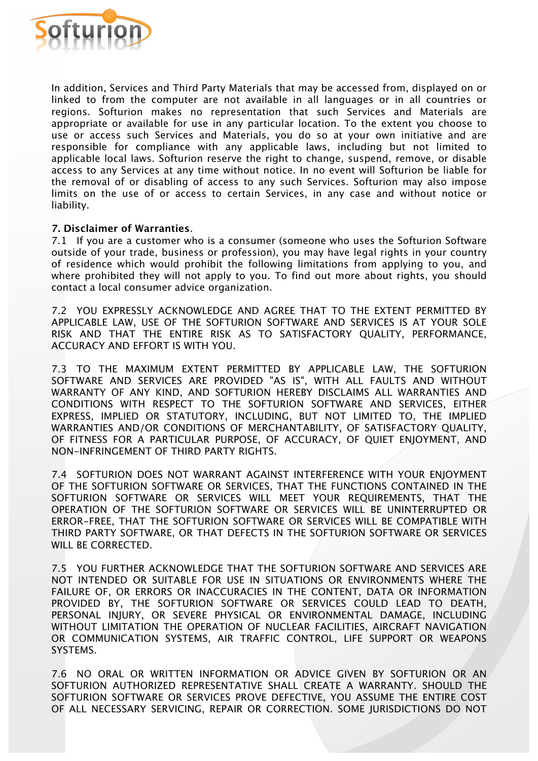In addition, Services and Third Party Materials that may be accessed from, displayed on or linked to from the computer are not available in all languages or in all countries or regions. Softurion makes no representation that such Services and Materials are appropriate or available for use in any particular location. To the extent you choose to use or access such Services and Materials, you do so at your own initiative and are responsible for compliance with any applicable laws, including but not limited to applicable local laws. Softurion reserve the right to change, suspend, remove, or disable access to any Services at any time without notice. In no event will Softurion be liable for the removal of or disabling of access to any such Services. Softurion may also impose limits on the use of or access to certain Services, in any case and without notice or liability.

**7. Disclaimer of Warranties**.

7.1 If you are a customer who is a consumer (someone who uses the Softurion Software outside of your trade, business or profession), you may have legal rights in your country of residence which would prohibit the following limitations from applying to you, and where prohibited they will not apply to you. To find out more about rights, you should contact a local consumer advice organization.

7.2 YOU EXPRESSLY ACKNOWLEDGE AND AGREE THAT TO THE EXTENT PERMITTED BY APPLICABLE LAW, USE OF THE SOFTURION SOFTWARE AND SERVICES IS AT YOUR SOLE RISK AND THAT THE ENTIRE RISK AS TO SATISFACTORY QUALITY, PERFORMANCE, ACCURACY AND EFFORT IS WITH YOU.

7.3 TO THE MAXIMUM EXTENT PERMITTED BY APPLICABLE LAW, THE SOFTURION SOFTWARE AND SERVICES ARE PROVIDED "AS IS", WITH ALL FAULTS AND WITHOUT WARRANTY OF ANY KIND, AND SOFTURION HEREBY DISCLAIMS ALL WARRANTIES AND CONDITIONS WITH RESPECT TO THE SOFTURION SOFTWARE AND SERVICES, EITHER EXPRESS, IMPLIED OR STATUTORY, INCLUDING, BUT NOT LIMITED TO, THE IMPLIED WARRANTIES AND/OR CONDITIONS OF MERCHANTABILITY, OF SATISFACTORY QUALITY, OF FITNESS FOR A PARTICULAR PURPOSE, OF ACCURACY, OF QUIET ENJOYMENT, AND NON-INFRINGEMENT OF THIRD PARTY RIGHTS.

7.4 SOFTURION DOES NOT WARRANT AGAINST INTERFERENCE WITH YOUR ENJOYMENT OF THE SOFTURION SOFTWARE OR SERVICES, THAT THE FUNCTIONS CONTAINED IN THE SOFTURION SOFTWARE OR SERVICES WILL MEET YOUR REQUIREMENTS, THAT THE OPERATION OF THE SOFTURION SOFTWARE OR SERVICES WILL BE UNINTERRUPTED OR ERROR-FREE, THAT THE SOFTURION SOFTWARE OR SERVICES WILL BE COMPATIBLE WITH THIRD PARTY SOFTWARE, OR THAT DEFECTS IN THE SOFTURION SOFTWARE OR SERVICES WILL BE CORRECTED.

7.5 YOU FURTHER ACKNOWLEDGE THAT THE SOFTURION SOFTWARE AND SERVICES ARE NOT INTENDED OR SUITABLE FOR USE IN SITUATIONS OR ENVIRONMENTS WHERE THE FAILURE OF, OR ERRORS OR INACCURACIES IN THE CONTENT, DATA OR INFORMATION PROVIDED BY, THE SOFTURION SOFTWARE OR SERVICES COULD LEAD TO DEATH, PERSONAL INJURY, OR SEVERE PHYSICAL OR ENVIRONMENTAL DAMAGE, INCLUDING WITHOUT LIMITATION THE OPERATION OF NUCLEAR FACILITIES, AIRCRAFT NAVIGATION OR COMMUNICATION SYSTEMS, AIR TRAFFIC CONTROL, LIFE SUPPORT OR WEAPONS SYSTEMS.

7.6 NO ORAL OR WRITTEN INFORMATION OR ADVICE GIVEN BY SOFTURION OR AN SOFTURION AUTHORIZED REPRESENTATIVE SHALL CREATE A WARRANTY. SHOULD THE SOFTURION SOFTWARE OR SERVICES PROVE DEFECTIVE, YOU ASSUME THE ENTIRE COST OF ALL NECESSARY SERVICING, REPAIR OR CORRECTION. SOME JURISDICTIONS DO NOT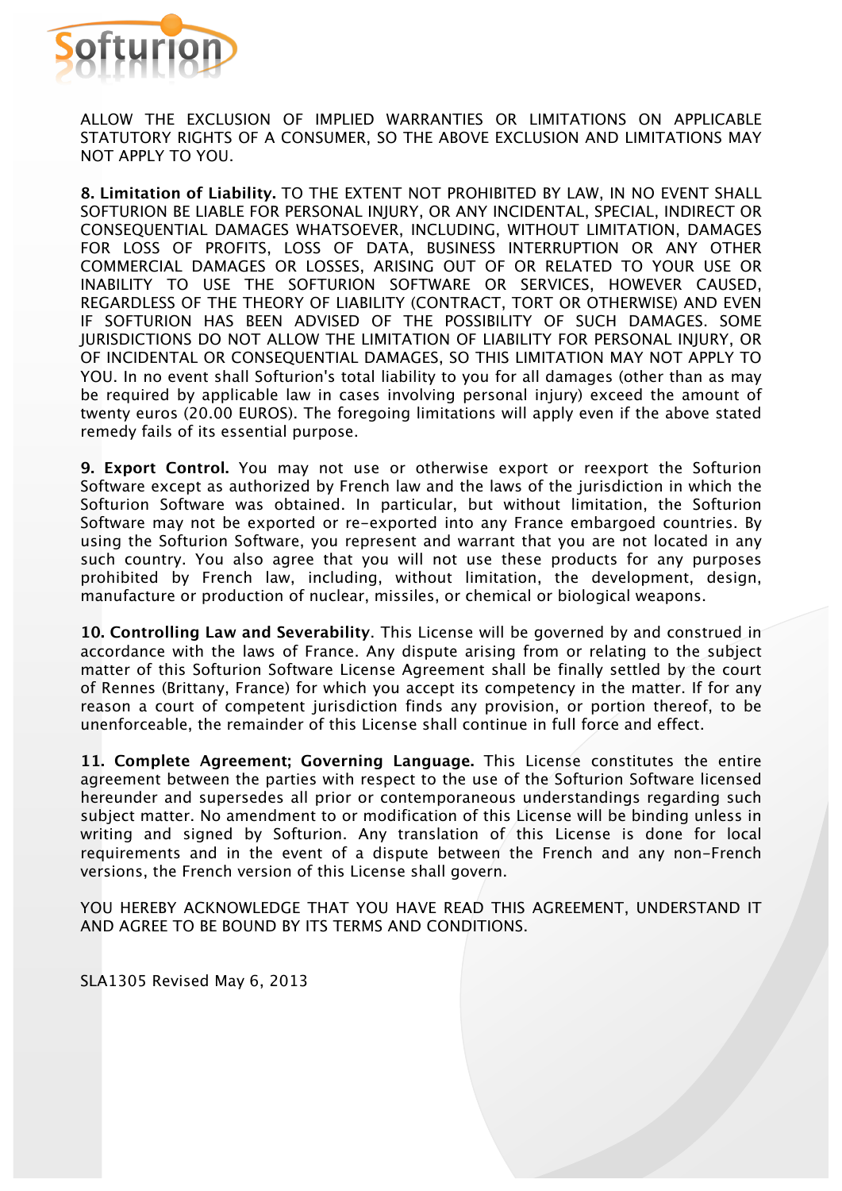ALLOW THE EXCLUSION OF IMPLIED WARRANTIES OR LIMITATIONS ON APPLICABLE STATUTORY RIGHTS OF A CONSUMER, SO THE ABOVE EXCLUSION AND LIMITATIONS MAY NOT APPLY TO YOU.

**8. Limitation of Liability.** TO THE EXTENT NOT PROHIBITED BY LAW, IN NO EVENT SHALL SOFTURION BE LIABLE FOR PERSONAL INJURY, OR ANY INCIDENTAL, SPECIAL, INDIRECT OR CONSEQUENTIAL DAMAGES WHATSOEVER, INCLUDING, WITHOUT LIMITATION, DAMAGES FOR LOSS OF PROFITS, LOSS OF DATA, BUSINESS INTERRUPTION OR ANY OTHER COMMERCIAL DAMAGES OR LOSSES, ARISING OUT OF OR RELATED TO YOUR USE OR INABILITY TO USE THE SOFTURION SOFTWARE OR SERVICES, HOWEVER CAUSED, REGARDLESS OF THE THEORY OF LIABILITY (CONTRACT, TORT OR OTHERWISE) AND EVEN IF SOFTURION HAS BEEN ADVISED OF THE POSSIBILITY OF SUCH DAMAGES. SOME JURISDICTIONS DO NOT ALLOW THE LIMITATION OF LIABILITY FOR PERSONAL INJURY, OR OF INCIDENTAL OR CONSEQUENTIAL DAMAGES, SO THIS LIMITATION MAY NOT APPLY TO YOU. In no event shall Softurion's total liability to you for all damages (other than as may be required by applicable law in cases involving personal injury) exceed the amount of twenty euros (20.00 EUROS). The foregoing limitations will apply even if the above stated remedy fails of its essential purpose.

**9. Export Control.** You may not use or otherwise export or reexport the Softurion Software except as authorized by French law and the laws of the jurisdiction in which the Softurion Software was obtained. In particular, but without limitation, the Softurion Software may not be exported or re-exported into any France embargoed countries. By using the Softurion Software, you represent and warrant that you are not located in any such country. You also agree that you will not use these products for any purposes prohibited by French law, including, without limitation, the development, design, manufacture or production of nuclear, missiles, or chemical or biological weapons.

**10. Controlling Law and Severability**. This License will be governed by and construed in accordance with the laws of France. Any dispute arising from or relating to the subject matter of this Softurion Software License Agreement shall be finally settled by the court of Rennes (Brittany, France) for which you accept its competency in the matter. If for any reason a court of competent jurisdiction finds any provision, or portion thereof, to be unenforceable, the remainder of this License shall continue in full force and effect.

**11. Complete Agreement; Governing Language.** This License constitutes the entire agreement between the parties with respect to the use of the Softurion Software licensed hereunder and supersedes all prior or contemporaneous understandings regarding such subject matter. No amendment to or modification of this License will be binding unless in writing and signed by Softurion. Any translation of this License is done for local requirements and in the event of a dispute between the French and any non-French versions, the French version of this License shall govern.

YOU HEREBY ACKNOWLEDGE THAT YOU HAVE READ THIS AGREEMENT, UNDERSTAND IT AND AGREE TO BE BOUND BY ITS TERMS AND CONDITIONS.

SLA1305 Revised May 6, 2013